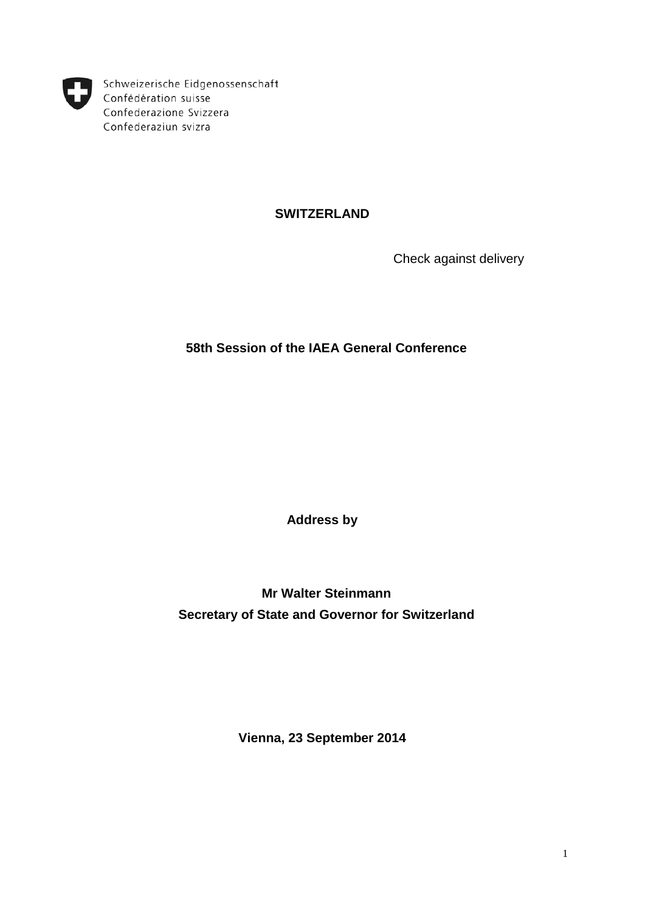Schweizerische Eidgenossenschaft
Confédération suisse
Confederazione Svizzera
Confederaziun svizra

**SWITZERLAND**

Check against delivery

**58th Session of the IAEA General Conference**

**Address by**

**Mr Walter Steinmann**
**Secretary of State and Governor for Switzerland**

**Vienna, 23 September 2014**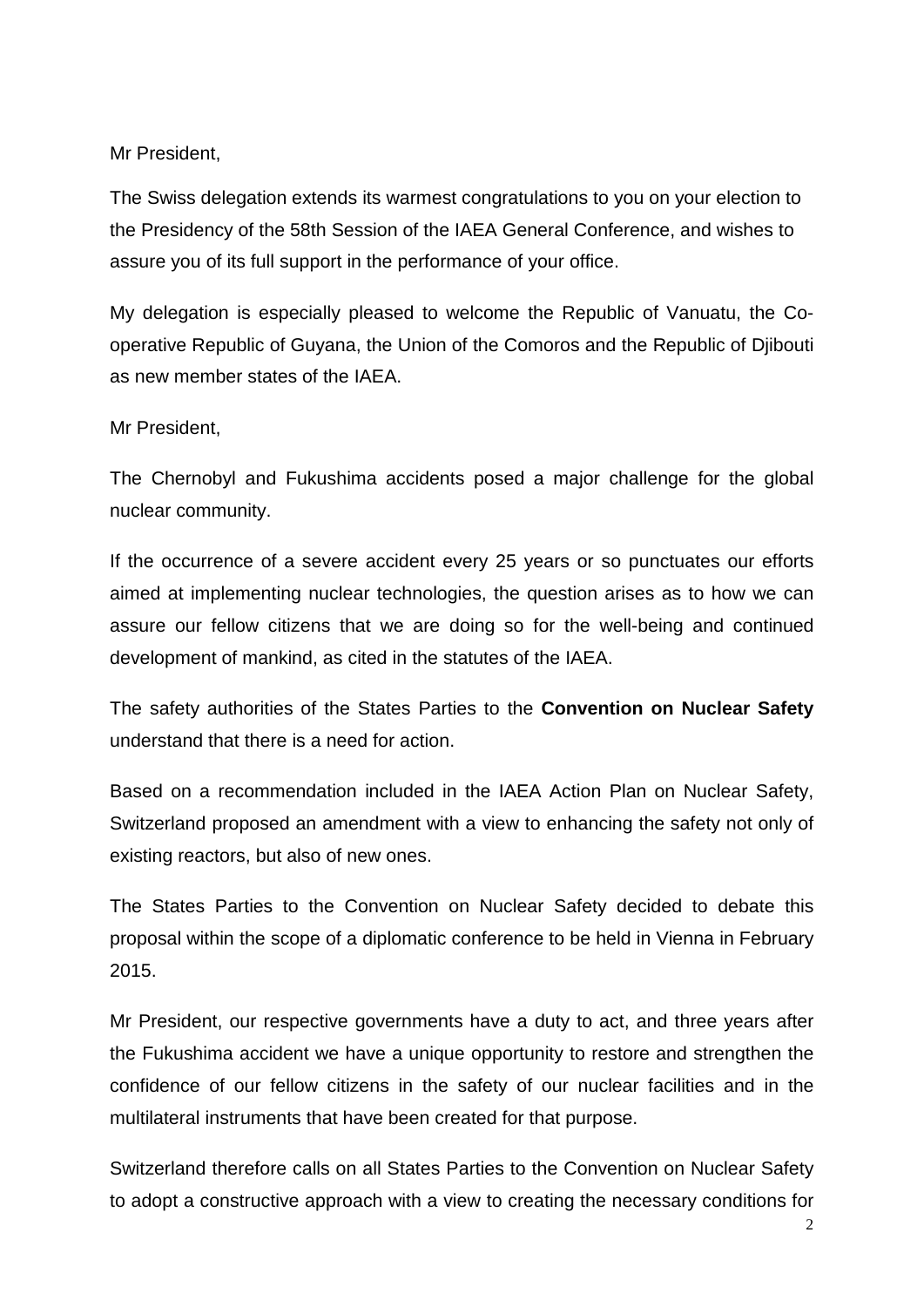Mr President,

The Swiss delegation extends its warmest congratulations to you on your election to the Presidency of the 58th Session of the IAEA General Conference, and wishes to assure you of its full support in the performance of your office.

My delegation is especially pleased to welcome the Republic of Vanuatu, the Co-operative Republic of Guyana, the Union of the Comoros and the Republic of Djibouti as new member states of the IAEA.

Mr President,

The Chernobyl and Fukushima accidents posed a major challenge for the global nuclear community.

If the occurrence of a severe accident every 25 years or so punctuates our efforts aimed at implementing nuclear technologies, the question arises as to how we can assure our fellow citizens that we are doing so for the well-being and continued development of mankind, as cited in the statutes of the IAEA.

The safety authorities of the States Parties to the **Convention on Nuclear Safety** understand that there is a need for action.

Based on a recommendation included in the IAEA Action Plan on Nuclear Safety, Switzerland proposed an amendment with a view to enhancing the safety not only of existing reactors, but also of new ones.

The States Parties to the Convention on Nuclear Safety decided to debate this proposal within the scope of a diplomatic conference to be held in Vienna in February 2015.

Mr President, our respective governments have a duty to act, and three years after the Fukushima accident we have a unique opportunity to restore and strengthen the confidence of our fellow citizens in the safety of our nuclear facilities and in the multilateral instruments that have been created for that purpose.

Switzerland therefore calls on all States Parties to the Convention on Nuclear Safety to adopt a constructive approach with a view to creating the necessary conditions for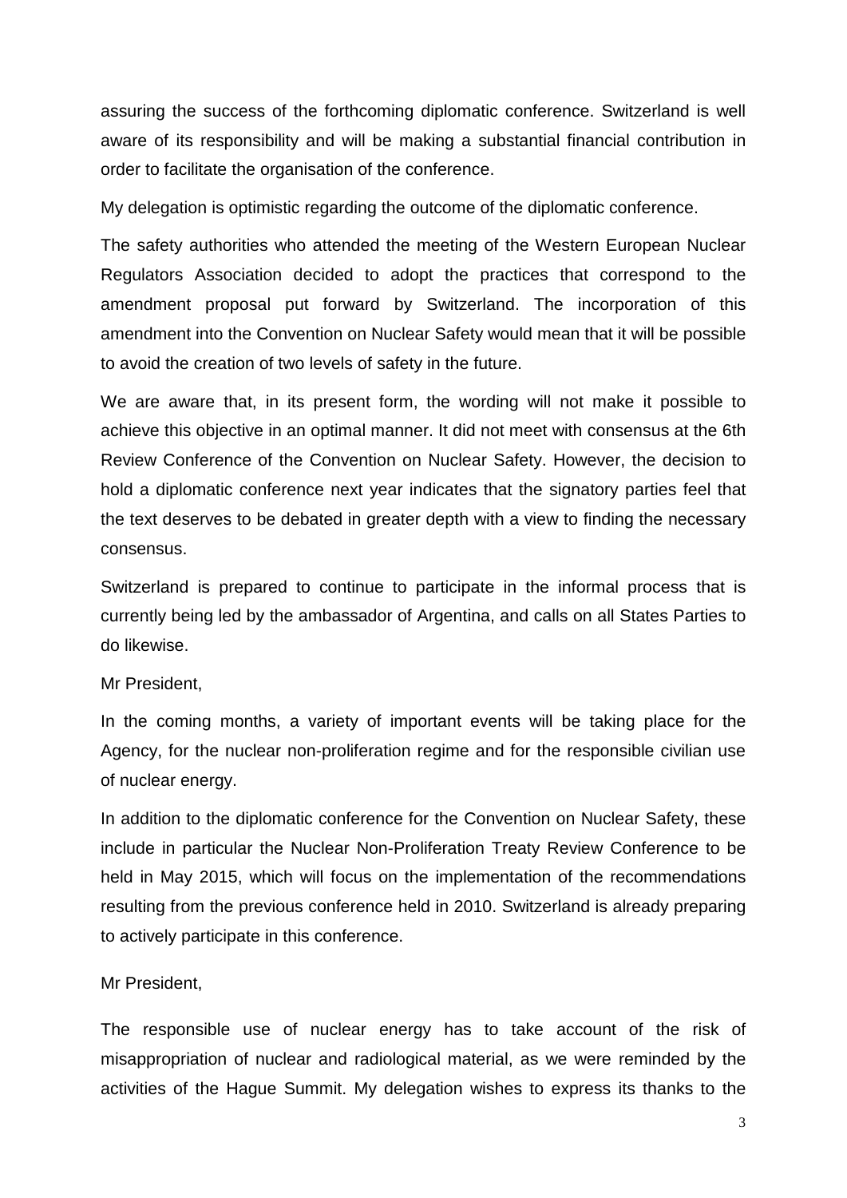assuring the success of the forthcoming diplomatic conference. Switzerland is well aware of its responsibility and will be making a substantial financial contribution in order to facilitate the organisation of the conference.

My delegation is optimistic regarding the outcome of the diplomatic conference.

The safety authorities who attended the meeting of the Western European Nuclear Regulators Association decided to adopt the practices that correspond to the amendment proposal put forward by Switzerland. The incorporation of this amendment into the Convention on Nuclear Safety would mean that it will be possible to avoid the creation of two levels of safety in the future.

We are aware that, in its present form, the wording will not make it possible to achieve this objective in an optimal manner. It did not meet with consensus at the 6th Review Conference of the Convention on Nuclear Safety. However, the decision to hold a diplomatic conference next year indicates that the signatory parties feel that the text deserves to be debated in greater depth with a view to finding the necessary consensus.

Switzerland is prepared to continue to participate in the informal process that is currently being led by the ambassador of Argentina, and calls on all States Parties to do likewise.

Mr President,

In the coming months, a variety of important events will be taking place for the Agency, for the nuclear non-proliferation regime and for the responsible civilian use of nuclear energy.

In addition to the diplomatic conference for the Convention on Nuclear Safety, these include in particular the Nuclear Non-Proliferation Treaty Review Conference to be held in May 2015, which will focus on the implementation of the recommendations resulting from the previous conference held in 2010. Switzerland is already preparing to actively participate in this conference.

Mr President,

The responsible use of nuclear energy has to take account of the risk of misappropriation of nuclear and radiological material, as we were reminded by the activities of the Hague Summit. My delegation wishes to express its thanks to the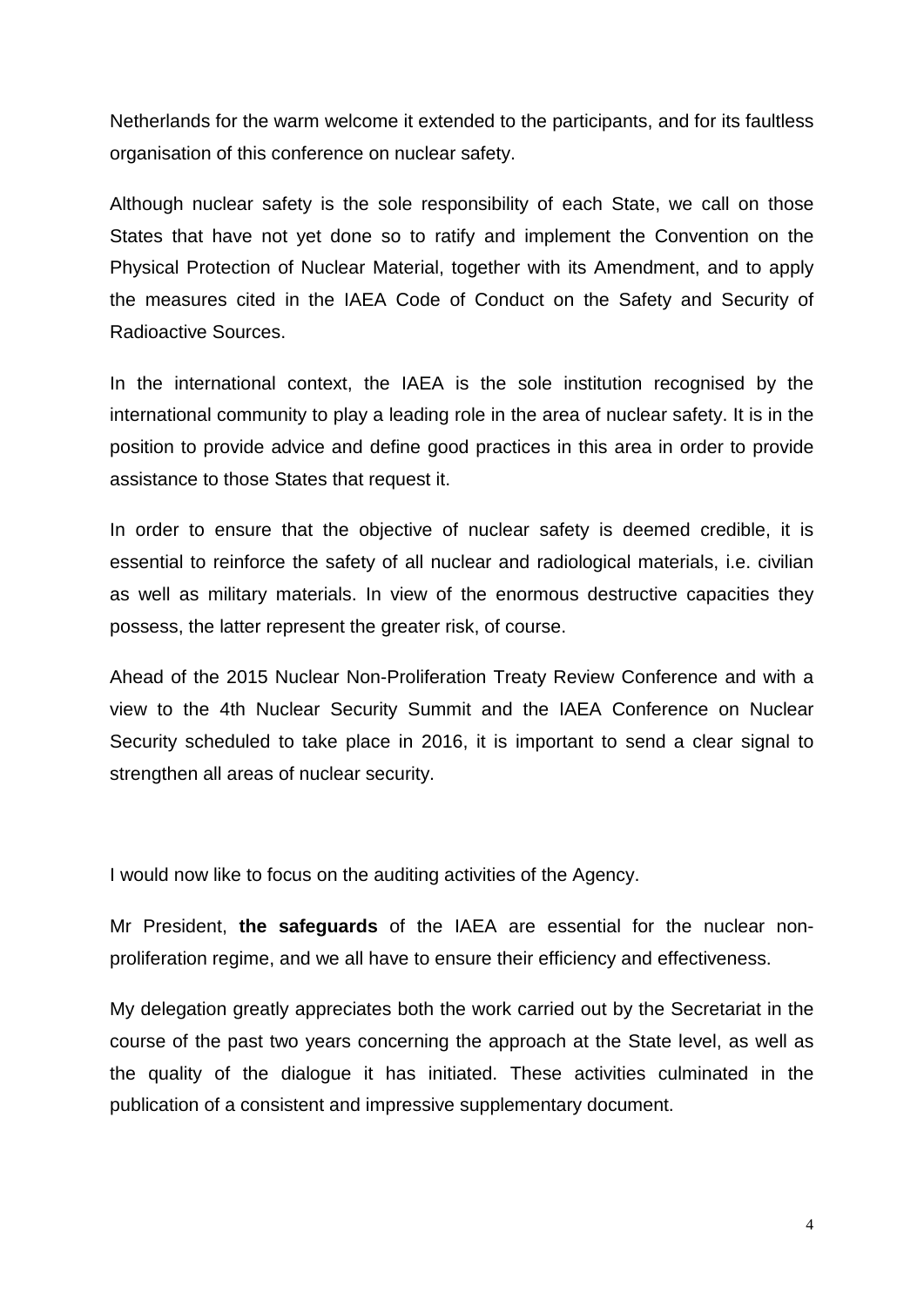Netherlands for the warm welcome it extended to the participants, and for its faultless organisation of this conference on nuclear safety.

Although nuclear safety is the sole responsibility of each State, we call on those States that have not yet done so to ratify and implement the Convention on the Physical Protection of Nuclear Material, together with its Amendment, and to apply the measures cited in the IAEA Code of Conduct on the Safety and Security of Radioactive Sources.

In the international context, the IAEA is the sole institution recognised by the international community to play a leading role in the area of nuclear safety. It is in the position to provide advice and define good practices in this area in order to provide assistance to those States that request it.

In order to ensure that the objective of nuclear safety is deemed credible, it is essential to reinforce the safety of all nuclear and radiological materials, i.e. civilian as well as military materials. In view of the enormous destructive capacities they possess, the latter represent the greater risk, of course.

Ahead of the 2015 Nuclear Non-Proliferation Treaty Review Conference and with a view to the 4th Nuclear Security Summit and the IAEA Conference on Nuclear Security scheduled to take place in 2016, it is important to send a clear signal to strengthen all areas of nuclear security.

I would now like to focus on the auditing activities of the Agency.

Mr President, **the safeguards** of the IAEA are essential for the nuclear non-proliferation regime, and we all have to ensure their efficiency and effectiveness.

My delegation greatly appreciates both the work carried out by the Secretariat in the course of the past two years concerning the approach at the State level, as well as the quality of the dialogue it has initiated. These activities culminated in the publication of a consistent and impressive supplementary document.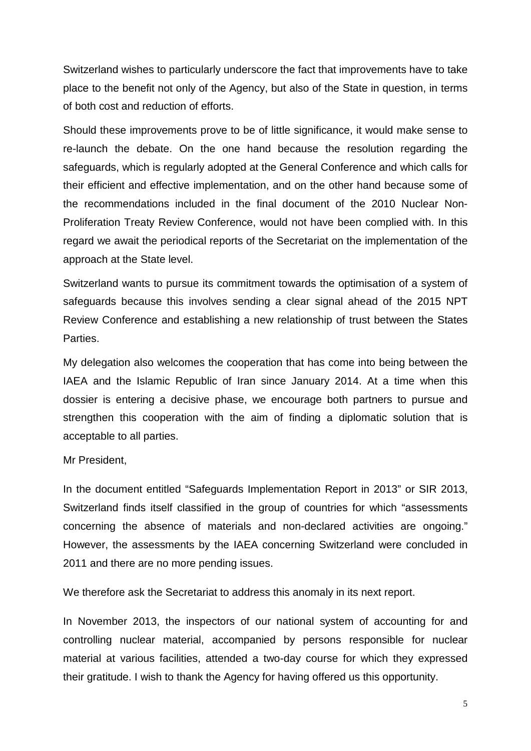Switzerland wishes to particularly underscore the fact that improvements have to take place to the benefit not only of the Agency, but also of the State in question, in terms of both cost and reduction of efforts.

Should these improvements prove to be of little significance, it would make sense to re-launch the debate. On the one hand because the resolution regarding the safeguards, which is regularly adopted at the General Conference and which calls for their efficient and effective implementation, and on the other hand because some of the recommendations included in the final document of the 2010 Nuclear Non-Proliferation Treaty Review Conference, would not have been complied with. In this regard we await the periodical reports of the Secretariat on the implementation of the approach at the State level.

Switzerland wants to pursue its commitment towards the optimisation of a system of safeguards because this involves sending a clear signal ahead of the 2015 NPT Review Conference and establishing a new relationship of trust between the States Parties.

My delegation also welcomes the cooperation that has come into being between the IAEA and the Islamic Republic of Iran since January 2014. At a time when this dossier is entering a decisive phase, we encourage both partners to pursue and strengthen this cooperation with the aim of finding a diplomatic solution that is acceptable to all parties.

Mr President,

In the document entitled "Safeguards Implementation Report in 2013" or SIR 2013, Switzerland finds itself classified in the group of countries for which "assessments concerning the absence of materials and non-declared activities are ongoing." However, the assessments by the IAEA concerning Switzerland were concluded in 2011 and there are no more pending issues.

We therefore ask the Secretariat to address this anomaly in its next report.

In November 2013, the inspectors of our national system of accounting for and controlling nuclear material, accompanied by persons responsible for nuclear material at various facilities, attended a two-day course for which they expressed their gratitude. I wish to thank the Agency for having offered us this opportunity.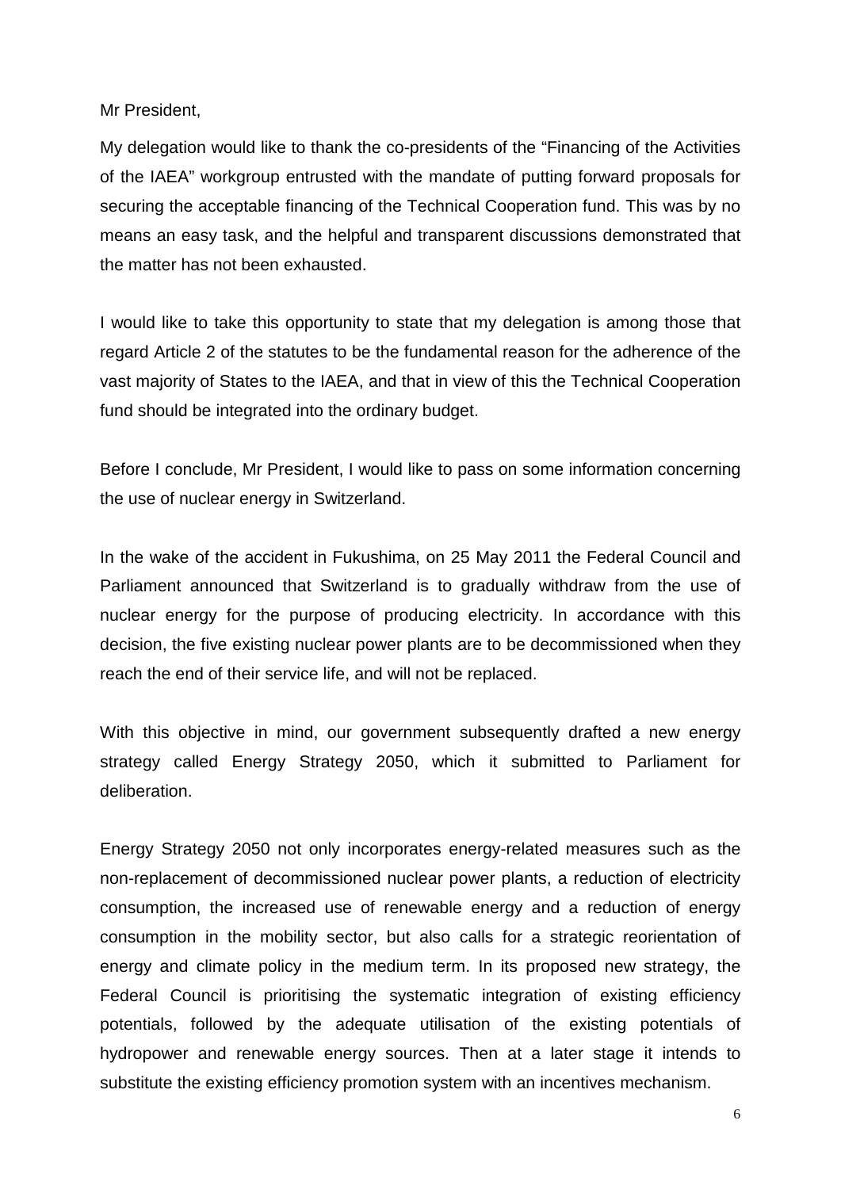Mr President,

My delegation would like to thank the co-presidents of the "Financing of the Activities of the IAEA" workgroup entrusted with the mandate of putting forward proposals for securing the acceptable financing of the Technical Cooperation fund. This was by no means an easy task, and the helpful and transparent discussions demonstrated that the matter has not been exhausted.

I would like to take this opportunity to state that my delegation is among those that regard Article 2 of the statutes to be the fundamental reason for the adherence of the vast majority of States to the IAEA, and that in view of this the Technical Cooperation fund should be integrated into the ordinary budget.

Before I conclude, Mr President, I would like to pass on some information concerning the use of nuclear energy in Switzerland.

In the wake of the accident in Fukushima, on 25 May 2011 the Federal Council and Parliament announced that Switzerland is to gradually withdraw from the use of nuclear energy for the purpose of producing electricity. In accordance with this decision, the five existing nuclear power plants are to be decommissioned when they reach the end of their service life, and will not be replaced.

With this objective in mind, our government subsequently drafted a new energy strategy called Energy Strategy 2050, which it submitted to Parliament for deliberation.

Energy Strategy 2050 not only incorporates energy-related measures such as the non-replacement of decommissioned nuclear power plants, a reduction of electricity consumption, the increased use of renewable energy and a reduction of energy consumption in the mobility sector, but also calls for a strategic reorientation of energy and climate policy in the medium term. In its proposed new strategy, the Federal Council is prioritising the systematic integration of existing efficiency potentials, followed by the adequate utilisation of the existing potentials of hydropower and renewable energy sources. Then at a later stage it intends to substitute the existing efficiency promotion system with an incentives mechanism.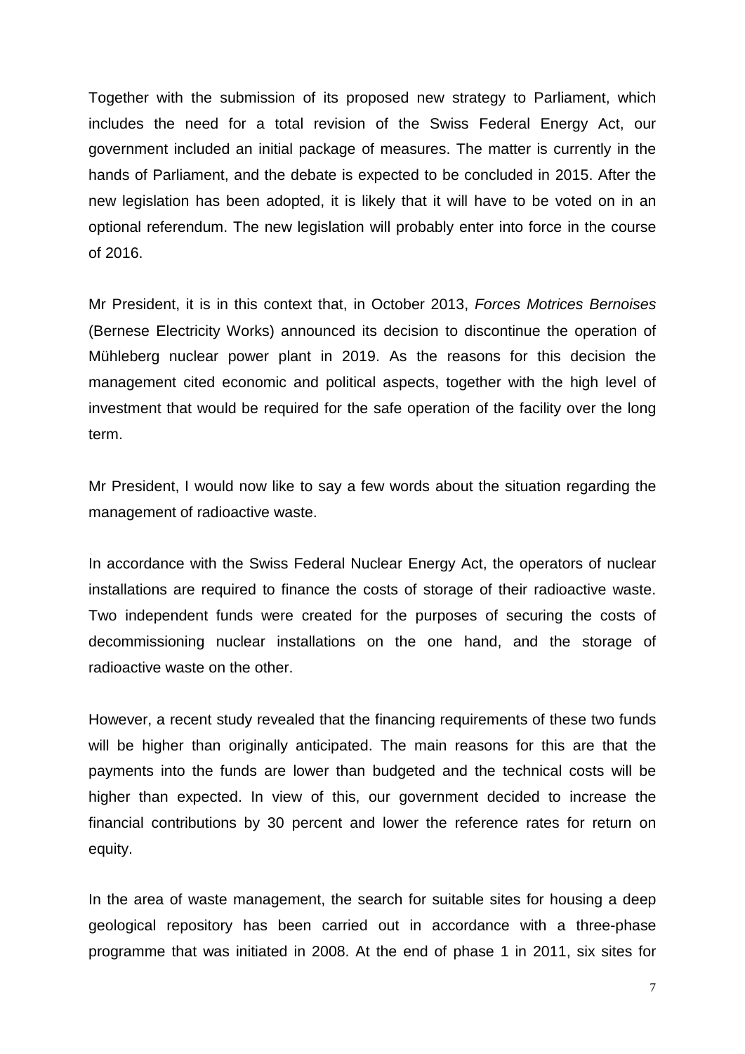Together with the submission of its proposed new strategy to Parliament, which includes the need for a total revision of the Swiss Federal Energy Act, our government included an initial package of measures. The matter is currently in the hands of Parliament, and the debate is expected to be concluded in 2015. After the new legislation has been adopted, it is likely that it will have to be voted on in an optional referendum. The new legislation will probably enter into force in the course of 2016.

Mr President, it is in this context that, in October 2013, *Forces Motrices Bernoises* (Bernese Electricity Works) announced its decision to discontinue the operation of Mühleberg nuclear power plant in 2019. As the reasons for this decision the management cited economic and political aspects, together with the high level of investment that would be required for the safe operation of the facility over the long term.

Mr President, I would now like to say a few words about the situation regarding the management of radioactive waste.

In accordance with the Swiss Federal Nuclear Energy Act, the operators of nuclear installations are required to finance the costs of storage of their radioactive waste. Two independent funds were created for the purposes of securing the costs of decommissioning nuclear installations on the one hand, and the storage of radioactive waste on the other.

However, a recent study revealed that the financing requirements of these two funds will be higher than originally anticipated. The main reasons for this are that the payments into the funds are lower than budgeted and the technical costs will be higher than expected. In view of this, our government decided to increase the financial contributions by 30 percent and lower the reference rates for return on equity.

In the area of waste management, the search for suitable sites for housing a deep geological repository has been carried out in accordance with a three-phase programme that was initiated in 2008. At the end of phase 1 in 2011, six sites for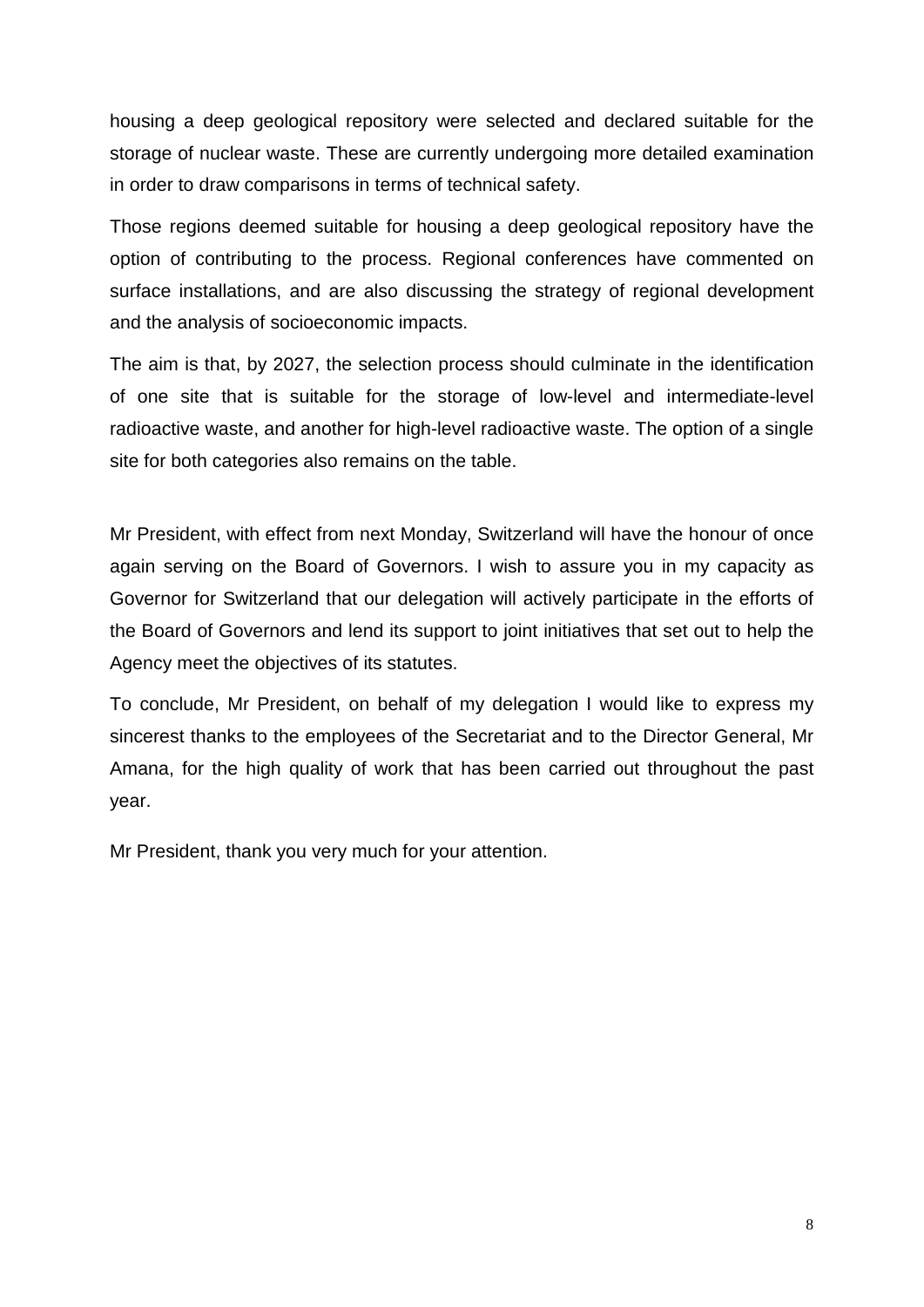housing a deep geological repository were selected and declared suitable for the storage of nuclear waste. These are currently undergoing more detailed examination in order to draw comparisons in terms of technical safety.

Those regions deemed suitable for housing a deep geological repository have the option of contributing to the process. Regional conferences have commented on surface installations, and are also discussing the strategy of regional development and the analysis of socioeconomic impacts.

The aim is that, by 2027, the selection process should culminate in the identification of one site that is suitable for the storage of low-level and intermediate-level radioactive waste, and another for high-level radioactive waste. The option of a single site for both categories also remains on the table.

Mr President, with effect from next Monday, Switzerland will have the honour of once again serving on the Board of Governors. I wish to assure you in my capacity as Governor for Switzerland that our delegation will actively participate in the efforts of the Board of Governors and lend its support to joint initiatives that set out to help the Agency meet the objectives of its statutes.

To conclude, Mr President, on behalf of my delegation I would like to express my sincerest thanks to the employees of the Secretariat and to the Director General, Mr Amana, for the high quality of work that has been carried out throughout the past year.

Mr President, thank you very much for your attention.